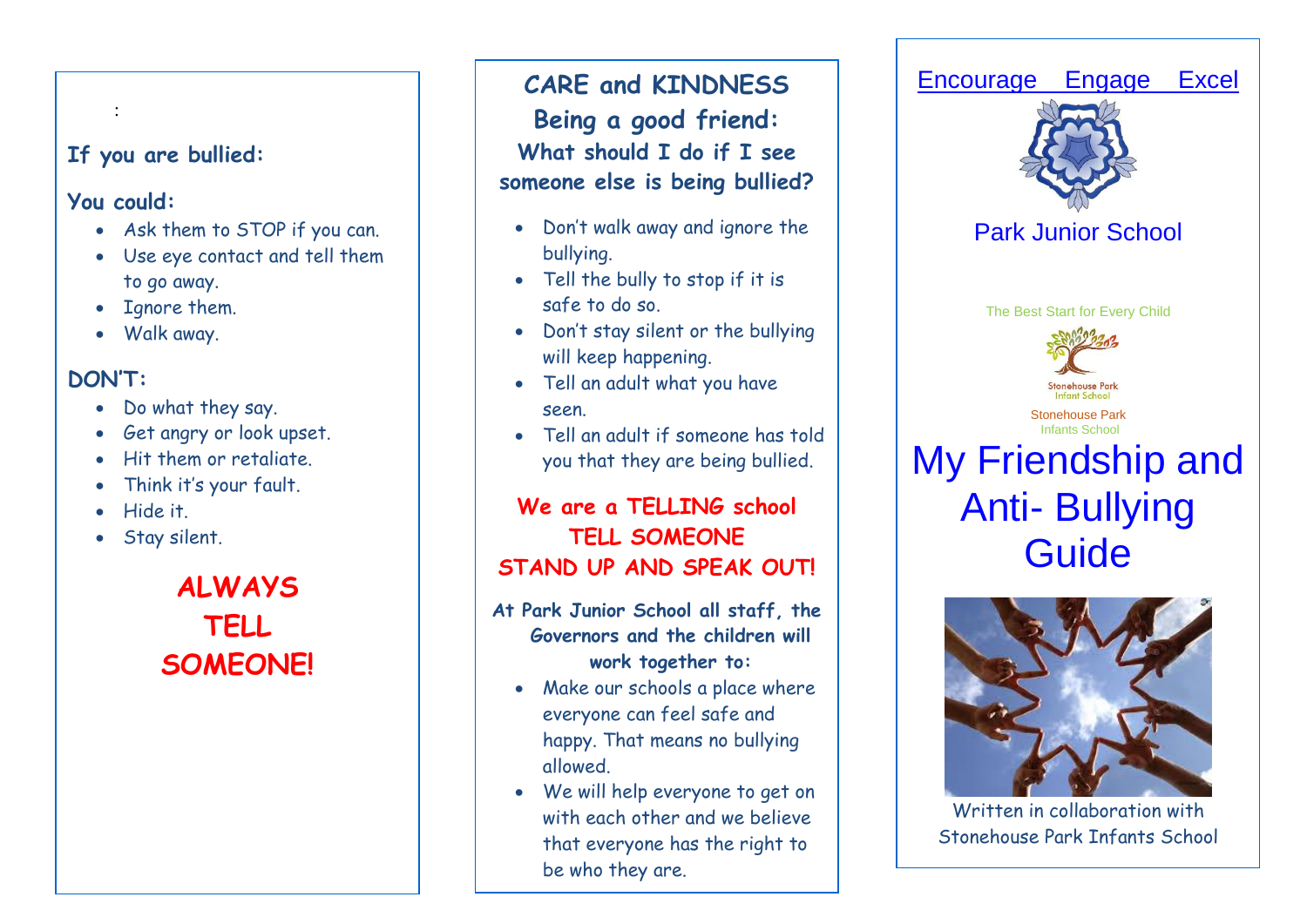:

### If you are bullied:

**You could:**

- Ask them to STOP if you can.
- Use eye contact and tell them to go away.
- Ignore them.
- Walk away.

**DON'T:**

- Do what they say.
- Get angry or look upset.
- Hit them or retaliate.
- Think it's your fault.
- Hide it.
- Stay silent.

**ALWAYS TELL SOMEONE!**

## CARE and KINDNESS

## Being a good friend:

### What should I do if I see someone else is being bullied?

- Don't walk away and ignore the bullying.
- Tell the bully to stop if it is safe to do so.
- Don't stay silent or the bullying will keep happening.
- Tell an adult what you have seen.
- Tell an adult if someone has told you that they are being bullied.

**We are a TELLING school**
**TELL SOMEONE**
**STAND UP AND SPEAK OUT!**

**At Park Junior School all staff, the Governors and the children will work together to:**

- Make our schools a place where everyone can feel safe and happy. That means no bullying allowed.
- We will help everyone to get on with each other and we believe that everyone has the right to be who they are.

Encourage Engage Excel

Park Junior School

The Best Start for Every Child

Stonehouse Park Infant School

Stonehouse Park Infants School

# My Friendship and Anti- Bullying Guide

Written in collaboration with Stonehouse Park Infants School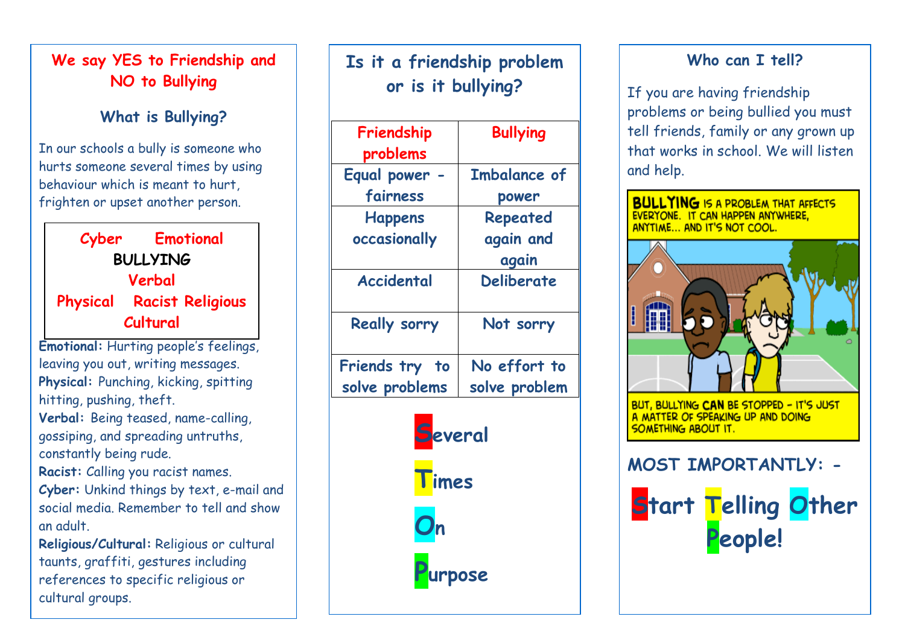## We say YES to Friendship and NO to Bullying

### What is Bullying?

In our schools a bully is someone who hurts someone several times by using behaviour which is meant to hurt, frighten or upset another person.

Cyber Emotional
**BULLYING**
Verbal
Physical Racist Religious
Cultural

**Emotional:** Hurting people's feelings, leaving you out, writing messages.
**Physical:** Punching, kicking, spitting hitting, pushing, theft.
**Verbal:** Being teased, name-calling, gossiping, and spreading untruths, constantly being rude.
**Racist:** Calling you racist names.
**Cyber:** Unkind things by text, e-mail and social media. Remember to tell and show an adult.
**Religious/Cultural:** Religious or cultural taunts, graffiti, gestures including references to specific religious or cultural groups.

## Is it a friendship problem or is it bullying?

| Friendship problems | Bullying |
|---|---|
| Equal power - fairness | Imbalance of power |
| Happens occasionally | Repeated again and again |
| Accidental | Deliberate |
| Really sorry | Not sorry |
| Friends try to solve problems | No effort to solve problem |

**S**everal
**T**imes
**O**n
**P**urpose

### Who can I tell?

If you are having friendship problems or being bullied you must tell friends, family or any grown up that works in school. We will listen and help.

BULLYING IS A PROBLEM THAT AFFECTS EVERYONE. IT CAN HAPPEN ANYWHERE, ANYTIME... AND IT'S NOT COOL.

BUT, BULLYING CAN BE STOPPED - IT'S JUST A MATTER OF SPEAKING UP AND DOING SOMETHING ABOUT IT.

**MOST IMPORTANTLY: -**

**S**tart **T**elling **O**ther **P**eople!